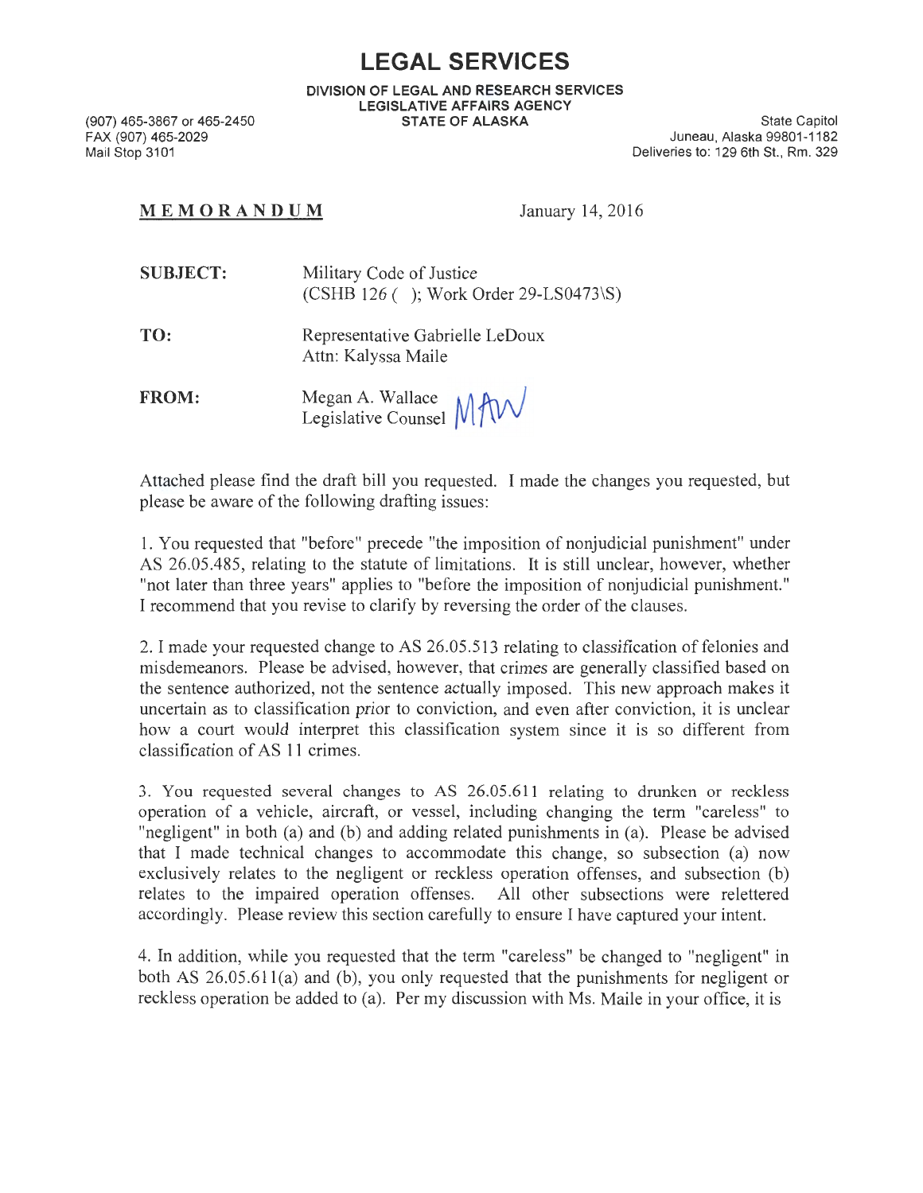# LEGAL SERVICES

**DIVISION OF LEGAL AND RESEARCH SERVICES**
**LEGISLATIVE AFFAIRS AGENCY**
**STATE OF ALASKA**

(907) 465-3867 or 465-2450
FAX (907) 465-2029
Mail Stop 3101

State Capitol
Juneau, Alaska 99801-1182
Deliveries to: 129 6th St., Rm. 329

**MEMORANDUM** January 14, 2016

**SUBJECT:** Military Code of Justice
(CSHB 126 ( ); Work Order 29-LS0473\S)

**TO:** Representative Gabrielle LeDoux
Attn: Kalyssa Maile

**FROM:** Megan A. Wallace
Legislative Counsel MAW

Attached please find the draft bill you requested. I made the changes you requested, but please be aware of the following drafting issues:

1. You requested that "before" precede "the imposition of nonjudicial punishment" under AS 26.05.485, relating to the statute of limitations. It is still unclear, however, whether "not later than three years" applies to "before the imposition of nonjudicial punishment." I recommend that you revise to clarify by reversing the order of the clauses.

2. I made your requested change to AS 26.05.513 relating to classification of felonies and misdemeanors. Please be advised, however, that crimes are generally classified based on the sentence authorized, not the sentence actually imposed. This new approach makes it uncertain as to classification prior to conviction, and even after conviction, it is unclear how a court would interpret this classification system since it is so different from classification of AS 11 crimes.

3. You requested several changes to AS 26.05.611 relating to drunken or reckless operation of a vehicle, aircraft, or vessel, including changing the term "careless" to "negligent" in both (a) and (b) and adding related punishments in (a). Please be advised that I made technical changes to accommodate this change, so subsection (a) now exclusively relates to the negligent or reckless operation offenses, and subsection (b) relates to the impaired operation offenses. All other subsections were relettered accordingly. Please review this section carefully to ensure I have captured your intent.

4. In addition, while you requested that the term "careless" be changed to "negligent" in both AS 26.05.611(a) and (b), you only requested that the punishments for negligent or reckless operation be added to (a). Per my discussion with Ms. Maile in your office, it is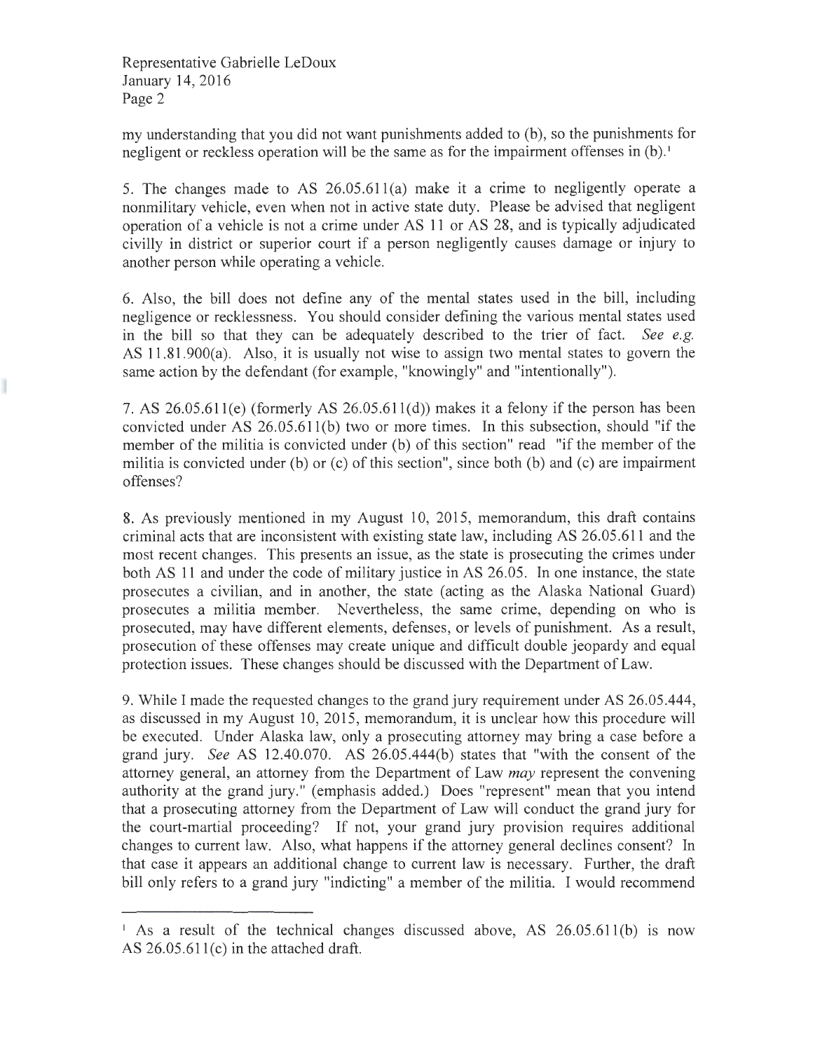my understanding that you did not want punishments added to (b), so the punishments for negligent or reckless operation will be the same as for the impairment offenses in (b).[1]

5. The changes made to AS 26.05.611(a) make it a crime to negligently operate a nonmilitary vehicle, even when not in active state duty. Please be advised that negligent operation of a vehicle is not a crime under AS 11 or AS 28, and is typically adjudicated civilly in district or superior court if a person negligently causes damage or injury to another person while operating a vehicle.

6. Also, the bill does not define any of the mental states used in the bill, including negligence or recklessness. You should consider defining the various mental states used in the bill so that they can be adequately described to the trier of fact. *See e.g.* AS 11.81.900(a). Also, it is usually not wise to assign two mental states to govern the same action by the defendant (for example, "knowingly" and "intentionally").

7. AS 26.05.611(e) (formerly AS 26.05.611(d)) makes it a felony if the person has been convicted under AS 26.05.611(b) two or more times. In this subsection, should "if the member of the militia is convicted under (b) of this section" read "if the member of the militia is convicted under (b) or (c) of this section", since both (b) and (c) are impairment offenses?

8. As previously mentioned in my August 10, 2015, memorandum, this draft contains criminal acts that are inconsistent with existing state law, including AS 26.05.611 and the most recent changes. This presents an issue, as the state is prosecuting the crimes under both AS 11 and under the code of military justice in AS 26.05. In one instance, the state prosecutes a civilian, and in another, the state (acting as the Alaska National Guard) prosecutes a militia member. Nevertheless, the same crime, depending on who is prosecuted, may have different elements, defenses, or levels of punishment. As a result, prosecution of these offenses may create unique and difficult double jeopardy and equal protection issues. These changes should be discussed with the Department of Law.

9. While I made the requested changes to the grand jury requirement under AS 26.05.444, as discussed in my August 10, 2015, memorandum, it is unclear how this procedure will be executed. Under Alaska law, only a prosecuting attorney may bring a case before a grand jury. *See* AS 12.40.070. AS 26.05.444(b) states that "with the consent of the attorney general, an attorney from the Department of Law *may* represent the convening authority at the grand jury." (emphasis added.) Does "represent" mean that you intend that a prosecuting attorney from the Department of Law will conduct the grand jury for the court-martial proceeding? If not, your grand jury provision requires additional changes to current law. Also, what happens if the attorney general declines consent? In that case it appears an additional change to current law is necessary. Further, the draft bill only refers to a grand jury "indicting" a member of the militia. I would recommend

---

[1] As a result of the technical changes discussed above, AS 26.05.611(b) is now AS 26.05.611(c) in the attached draft.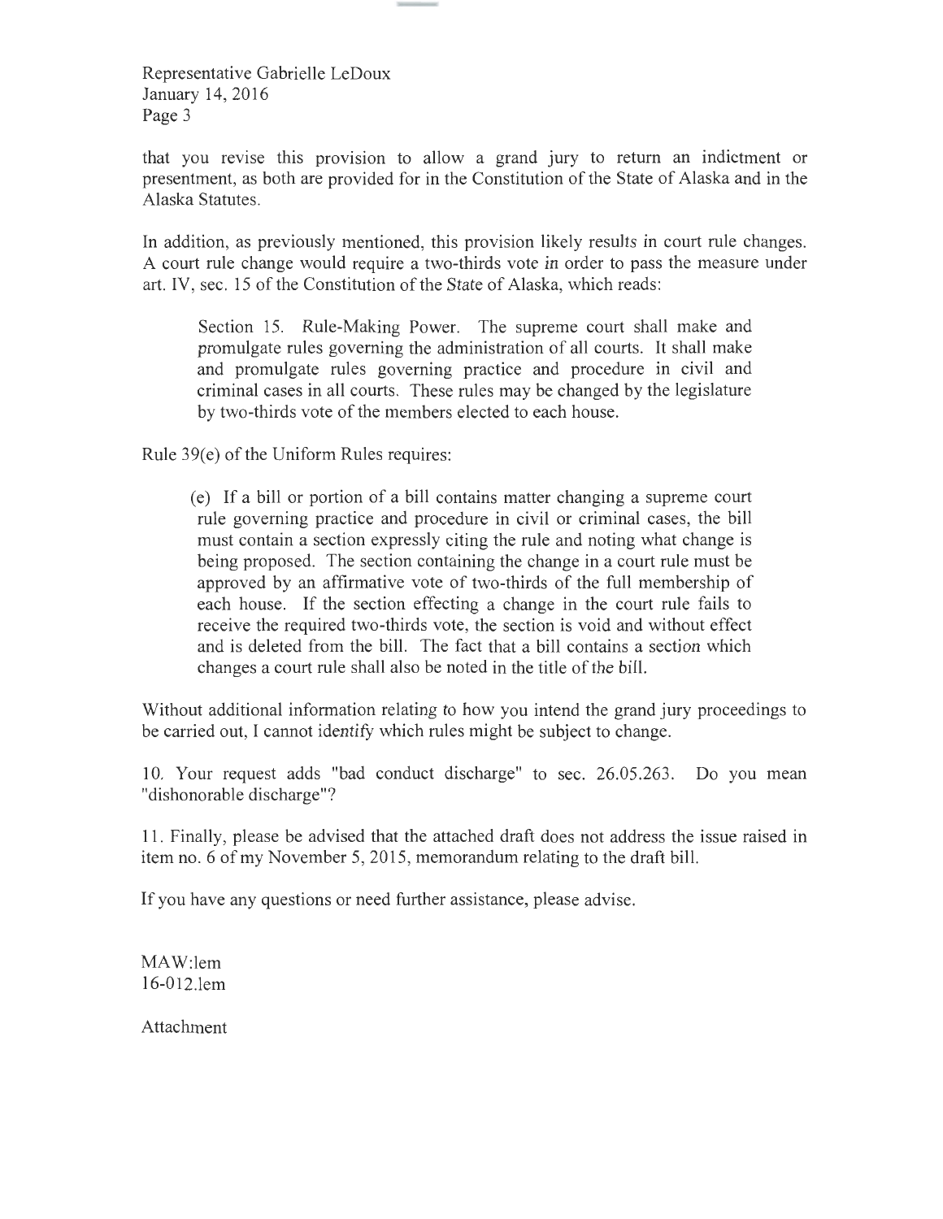that you revise this provision to allow a grand jury to return an indictment or presentment, as both are provided for in the Constitution of the State of Alaska and in the Alaska Statutes.

In addition, as previously mentioned, this provision likely results in court rule changes. A court rule change would require a two-thirds vote in order to pass the measure under art. IV, sec. 15 of the Constitution of the State of Alaska, which reads:

> Section 15. Rule-Making Power. The supreme court shall make and promulgate rules governing the administration of all courts. It shall make and promulgate rules governing practice and procedure in civil and criminal cases in all courts. These rules may be changed by the legislature by two-thirds vote of the members elected to each house.

Rule 39(e) of the Uniform Rules requires:

> (e) If a bill or portion of a bill contains matter changing a supreme court rule governing practice and procedure in civil or criminal cases, the bill must contain a section expressly citing the rule and noting what change is being proposed. The section containing the change in a court rule must be approved by an affirmative vote of two-thirds of the full membership of each house. If the section effecting a change in the court rule fails to receive the required two-thirds vote, the section is void and without effect and is deleted from the bill. The fact that a bill contains a section which changes a court rule shall also be noted in the title of the bill.

Without additional information relating to how you intend the grand jury proceedings to be carried out, I cannot identify which rules might be subject to change.

10. Your request adds "bad conduct discharge" to sec. 26.05.263. Do you mean "dishonorable discharge"?

11. Finally, please be advised that the attached draft does not address the issue raised in item no. 6 of my November 5, 2015, memorandum relating to the draft bill.

If you have any questions or need further assistance, please advise.

MAW:lem
16-012.lem

Attachment